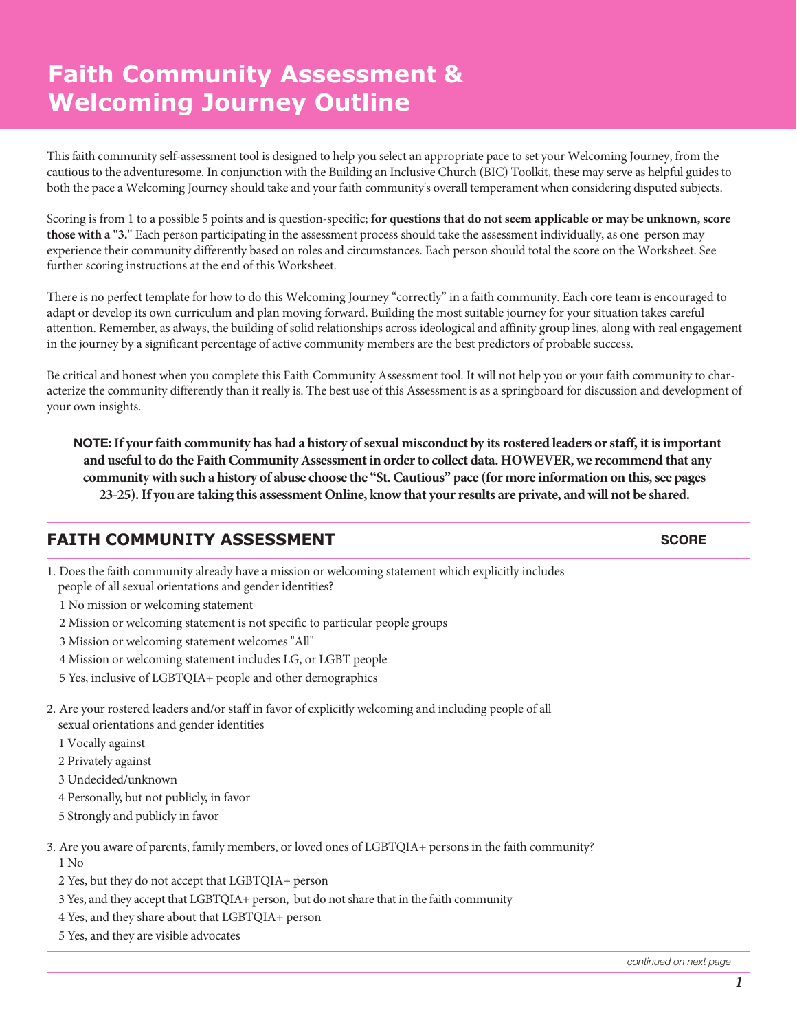# Faith Community Assessment & Welcoming Journey Outline

This faith community self-assessment tool is designed to help you select an appropriate pace to set your Welcoming Journey, from the cautious to the adventuresome. In conjunction with the Building an Inclusive Church (BIC) Toolkit, these may serve as helpful guides to both the pace a Welcoming Journey should take and your faith community's overall temperament when considering disputed subjects.

Scoring is from 1 to a possible 5 points and is question-specific; **for questions that do not seem applicable or may be unknown, score those with a "3."** Each person participating in the assessment process should take the assessment individually, as one person may experience their community differently based on roles and circumstances. Each person should total the score on the Worksheet. See further scoring instructions at the end of this Worksheet.

There is no perfect template for how to do this Welcoming Journey "correctly" in a faith community. Each core team is encouraged to adapt or develop its own curriculum and plan moving forward. Building the most suitable journey for your situation takes careful attention. Remember, as always, the building of solid relationships across ideological and affinity group lines, along with real engagement in the journey by a significant percentage of active community members are the best predictors of probable success.

Be critical and honest when you complete this Faith Community Assessment tool. It will not help you or your faith community to characterize the community differently than it really is. The best use of this Assessment is as a springboard for discussion and development of your own insights.

**NOTE: If your faith community has had a history of sexual misconduct by its rostered leaders or staff, it is important and useful to do the Faith Community Assessment in order to collect data. HOWEVER, we recommend that any community with such a history of abuse choose the "St. Cautious" pace (for more information on this, see pages 23-25). If you are taking this assessment Online, know that your results are private, and will not be shared.**

| FAITH COMMUNITY ASSESSMENT | SCORE |
|---|---|
| 1. Does the faith community already have a mission or welcoming statement which explicitly includes people of all sexual orientations and gender identities?<br>1 No mission or welcoming statement<br>2 Mission or welcoming statement is not specific to particular people groups<br>3 Mission or welcoming statement welcomes "All"<br>4 Mission or welcoming statement includes LG, or LGBT people<br>5 Yes, inclusive of LGBTQIA+ people and other demographics | |
| 2. Are your rostered leaders and/or staff in favor of explicitly welcoming and including people of all sexual orientations and gender identities<br>1 Vocally against<br>2 Privately against<br>3 Undecided/unknown<br>4 Personally, but not publicly, in favor<br>5 Strongly and publicly in favor | |
| 3. Are you aware of parents, family members, or loved ones of LGBTQIA+ persons in the faith community?<br>1 No<br>2 Yes, but they do not accept that LGBTQIA+ person<br>3 Yes, and they accept that LGBTQIA+ person, but do not share that in the faith community<br>4 Yes, and they share about that LGBTQIA+ person<br>5 Yes, and they are visible advocates | |

*continued on next page*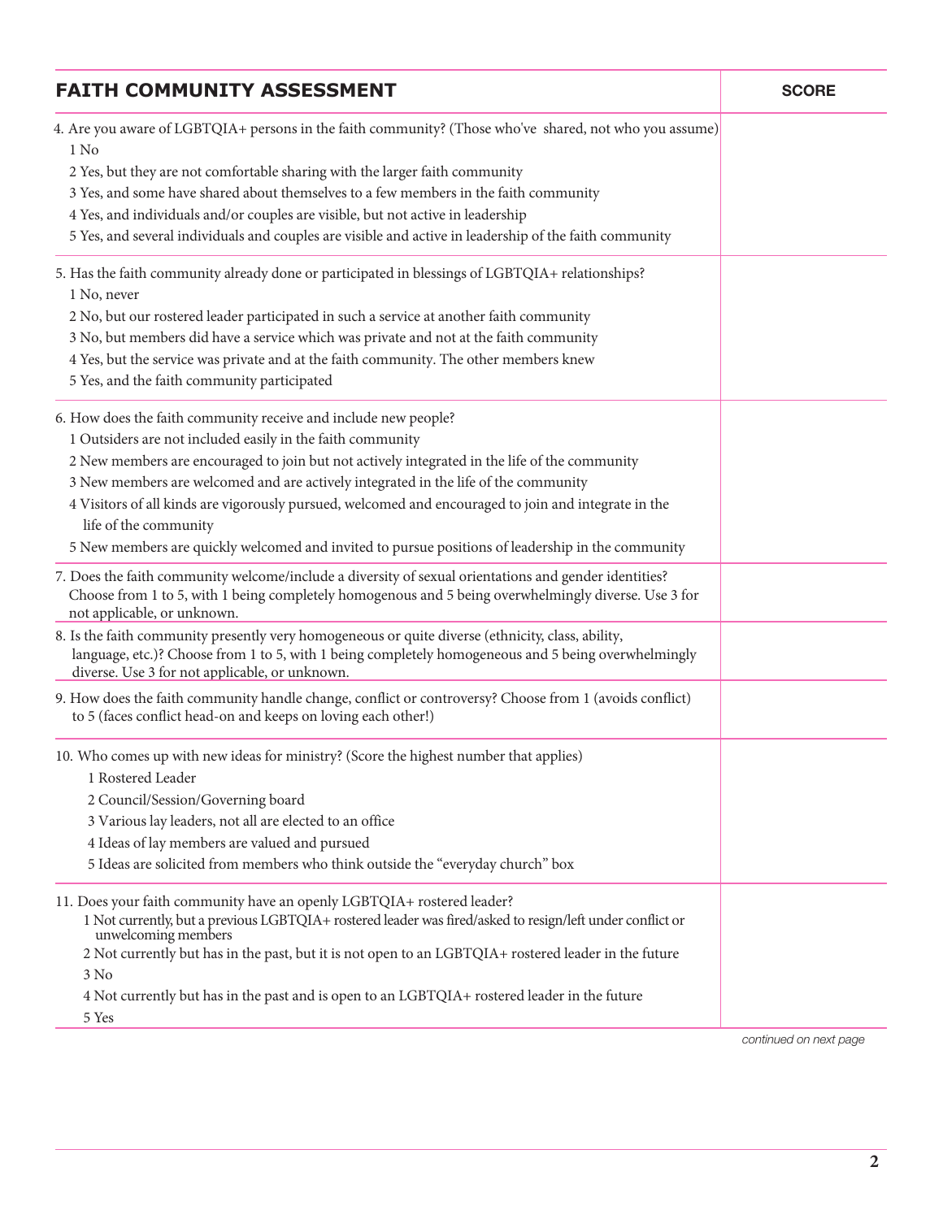| FAITH COMMUNITY ASSESSMENT | SCORE |
|---|---|
| 4. Are you aware of LGBTQIA+ persons in the faith community? (Those who've shared, not who you assume)<br>1 No<br>2 Yes, but they are not comfortable sharing with the larger faith community<br>3 Yes, and some have shared about themselves to a few members in the faith community<br>4 Yes, and individuals and/or couples are visible, but not active in leadership<br>5 Yes, and several individuals and couples are visible and active in leadership of the faith community | |
| 5. Has the faith community already done or participated in blessings of LGBTQIA+ relationships?<br>1 No, never<br>2 No, but our rostered leader participated in such a service at another faith community<br>3 No, but members did have a service which was private and not at the faith community<br>4 Yes, but the service was private and at the faith community. The other members knew<br>5 Yes, and the faith community participated | |
| 6. How does the faith community receive and include new people?<br>1 Outsiders are not included easily in the faith community<br>2 New members are encouraged to join but not actively integrated in the life of the community<br>3 New members are welcomed and are actively integrated in the life of the community<br>4 Visitors of all kinds are vigorously pursued, welcomed and encouraged to join and integrate in the life of the community<br>5 New members are quickly welcomed and invited to pursue positions of leadership in the community | |
| 7. Does the faith community welcome/include a diversity of sexual orientations and gender identities? Choose from 1 to 5, with 1 being completely homogenous and 5 being overwhelmingly diverse. Use 3 for not applicable, or unknown. | |
| 8. Is the faith community presently very homogeneous or quite diverse (ethnicity, class, ability, language, etc.)? Choose from 1 to 5, with 1 being completely homogeneous and 5 being overwhelmingly diverse. Use 3 for not applicable, or unknown. | |
| 9. How does the faith community handle change, conflict or controversy? Choose from 1 (avoids conflict) to 5 (faces conflict head-on and keeps on loving each other!) | |
| 10. Who comes up with new ideas for ministry? (Score the highest number that applies)<br>1 Rostered Leader<br>2 Council/Session/Governing board<br>3 Various lay leaders, not all are elected to an office<br>4 Ideas of lay members are valued and pursued<br>5 Ideas are solicited from members who think outside the "everyday church" box | |
| 11. Does your faith community have an openly LGBTQIA+ rostered leader?<br>1 Not currently, but a previous LGBTQIA+ rostered leader was fired/asked to resign/left under conflict or unwelcoming members<br>2 Not currently but has in the past, but it is not open to an LGBTQIA+ rostered leader in the future<br>3 No<br>4 Not currently but has in the past and is open to an LGBTQIA+ rostered leader in the future<br>5 Yes | |

*continued on next page*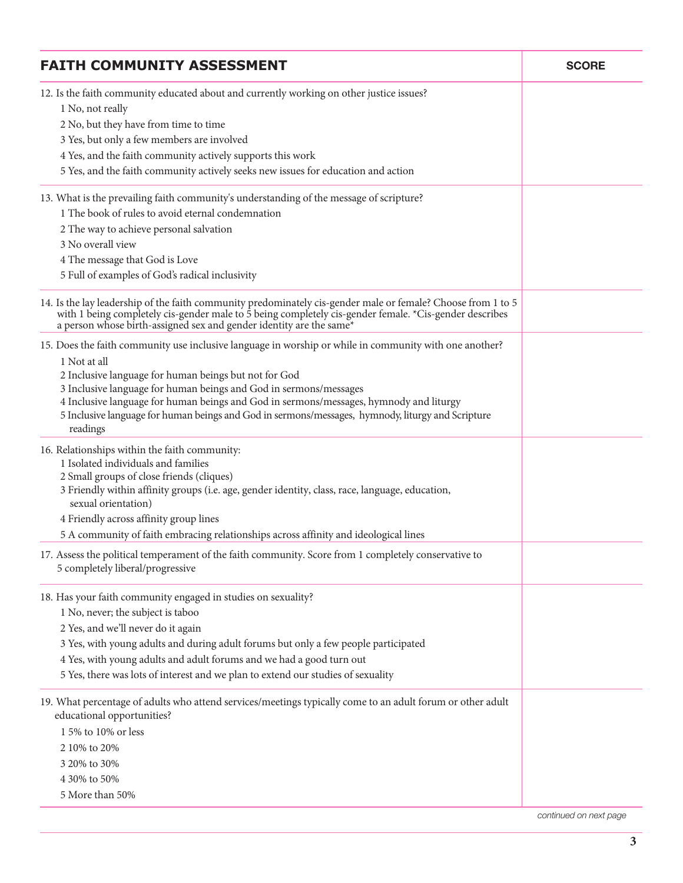| FAITH COMMUNITY ASSESSMENT | SCORE |
|---|---|
| 12. Is the faith community educated about and currently working on other justice issues?<br>1 No, not really<br>2 No, but they have from time to time<br>3 Yes, but only a few members are involved<br>4 Yes, and the faith community actively supports this work<br>5 Yes, and the faith community actively seeks new issues for education and action | |
| 13. What is the prevailing faith community's understanding of the message of scripture?<br>1 The book of rules to avoid eternal condemnation<br>2 The way to achieve personal salvation<br>3 No overall view<br>4 The message that God is Love<br>5 Full of examples of God's radical inclusivity | |
| 14. Is the lay leadership of the faith community predominately cis-gender male or female? Choose from 1 to 5 with 1 being completely cis-gender male to 5 being completely cis-gender female. *Cis-gender describes a person whose birth-assigned sex and gender identity are the same* | |
| 15. Does the faith community use inclusive language in worship or while in community with one another?<br>1 Not at all<br>2 Inclusive language for human beings but not for God<br>3 Inclusive language for human beings and God in sermons/messages<br>4 Inclusive language for human beings and God in sermons/messages, hymnody and liturgy<br>5 Inclusive language for human beings and God in sermons/messages, hymnody, liturgy and Scripture readings | |
| 16. Relationships within the faith community:<br>1 Isolated individuals and families<br>2 Small groups of close friends (cliques)<br>3 Friendly within affinity groups (i.e. age, gender identity, class, race, language, education, sexual orientation)<br>4 Friendly across affinity group lines<br>5 A community of faith embracing relationships across affinity and ideological lines | |
| 17. Assess the political temperament of the faith community. Score from 1 completely conservative to 5 completely liberal/progressive | |
| 18. Has your faith community engaged in studies on sexuality?<br>1 No, never; the subject is taboo<br>2 Yes, and we'll never do it again<br>3 Yes, with young adults and during adult forums but only a few people participated<br>4 Yes, with young adults and adult forums and we had a good turn out<br>5 Yes, there was lots of interest and we plan to extend our studies of sexuality | |
| 19. What percentage of adults who attend services/meetings typically come to an adult forum or other adult educational opportunities?<br>1 5% to 10% or less<br>2 10% to 20%<br>3 20% to 30%<br>4 30% to 50%<br>5 More than 50% | |

*continued on next page*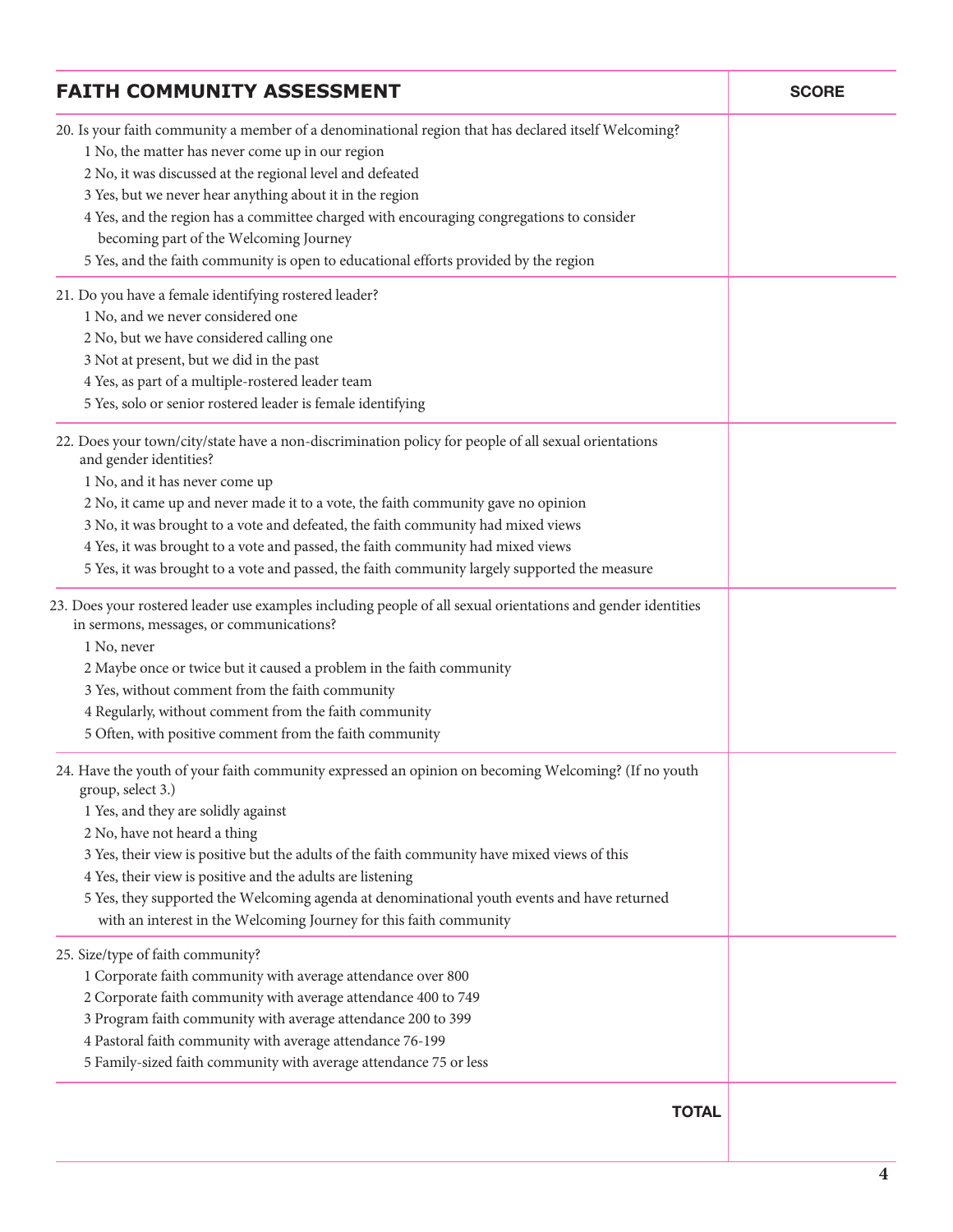| FAITH COMMUNITY ASSESSMENT | SCORE |
|---|---|
| 20. Is your faith community a member of a denominational region that has declared itself Welcoming?<br>1 No, the matter has never come up in our region<br>2 No, it was discussed at the regional level and defeated<br>3 Yes, but we never hear anything about it in the region<br>4 Yes, and the region has a committee charged with encouraging congregations to consider becoming part of the Welcoming Journey<br>5 Yes, and the faith community is open to educational efforts provided by the region | |
| 21. Do you have a female identifying rostered leader?<br>1 No, and we never considered one<br>2 No, but we have considered calling one<br>3 Not at present, but we did in the past<br>4 Yes, as part of a multiple-rostered leader team<br>5 Yes, solo or senior rostered leader is female identifying | |
| 22. Does your town/city/state have a non-discrimination policy for people of all sexual orientations and gender identities?<br>1 No, and it has never come up<br>2 No, it came up and never made it to a vote, the faith community gave no opinion<br>3 No, it was brought to a vote and defeated, the faith community had mixed views<br>4 Yes, it was brought to a vote and passed, the faith community had mixed views<br>5 Yes, it was brought to a vote and passed, the faith community largely supported the measure | |
| 23. Does your rostered leader use examples including people of all sexual orientations and gender identities in sermons, messages, or communications?<br>1 No, never<br>2 Maybe once or twice but it caused a problem in the faith community<br>3 Yes, without comment from the faith community<br>4 Regularly, without comment from the faith community<br>5 Often, with positive comment from the faith community | |
| 24. Have the youth of your faith community expressed an opinion on becoming Welcoming? (If no youth group, select 3.)<br>1 Yes, and they are solidly against<br>2 No, have not heard a thing<br>3 Yes, their view is positive but the adults of the faith community have mixed views of this<br>4 Yes, their view is positive and the adults are listening<br>5 Yes, they supported the Welcoming agenda at denominational youth events and have returned with an interest in the Welcoming Journey for this faith community | |
| 25. Size/type of faith community?<br>1 Corporate faith community with average attendance over 800<br>2 Corporate faith community with average attendance 400 to 749<br>3 Program faith community with average attendance 200 to 399<br>4 Pastoral faith community with average attendance 76-199<br>5 Family-sized faith community with average attendance 75 or less | |
| **TOTAL** | |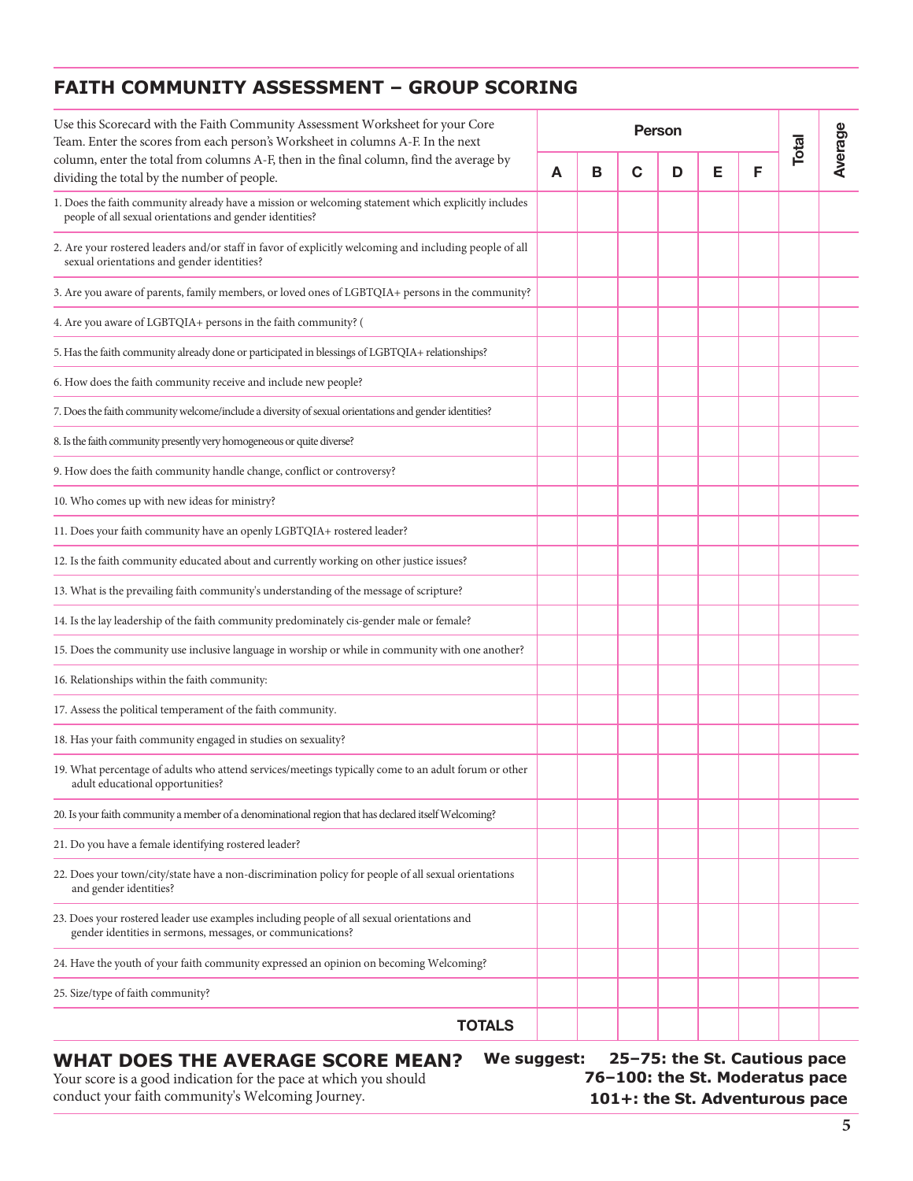## FAITH COMMUNITY ASSESSMENT – GROUP SCORING

| Use this Scorecard with the Faith Community Assessment Worksheet for your Core Team. Enter the scores from each person's Worksheet in columns A-F. In the next column, enter the total from columns A-F, then in the final column, find the average by dividing the total by the number of people. | Person | | | | | | Total | Average |
|---|---|---|---|---|---|---|---|---|
| | A | B | C | D | E | F | | |
| 1. Does the faith community already have a mission or welcoming statement which explicitly includes people of all sexual orientations and gender identities? | | | | | | | | |
| 2. Are your rostered leaders and/or staff in favor of explicitly welcoming and including people of all sexual orientations and gender identities? | | | | | | | | |
| 3. Are you aware of parents, family members, or loved ones of LGBTQIA+ persons in the community? | | | | | | | | |
| 4. Are you aware of LGBTQIA+ persons in the faith community? ( | | | | | | | | |
| 5. Has the faith community already done or participated in blessings of LGBTQIA+ relationships? | | | | | | | | |
| 6. How does the faith community receive and include new people? | | | | | | | | |
| 7. Does the faith community welcome/include a diversity of sexual orientations and gender identities? | | | | | | | | |
| 8. Is the faith community presently very homogeneous or quite diverse? | | | | | | | | |
| 9. How does the faith community handle change, conflict or controversy? | | | | | | | | |
| 10. Who comes up with new ideas for ministry? | | | | | | | | |
| 11. Does your faith community have an openly LGBTQIA+ rostered leader? | | | | | | | | |
| 12. Is the faith community educated about and currently working on other justice issues? | | | | | | | | |
| 13. What is the prevailing faith community's understanding of the message of scripture? | | | | | | | | |
| 14. Is the lay leadership of the faith community predominately cis-gender male or female? | | | | | | | | |
| 15. Does the community use inclusive language in worship or while in community with one another? | | | | | | | | |
| 16. Relationships within the faith community: | | | | | | | | |
| 17. Assess the political temperament of the faith community. | | | | | | | | |
| 18. Has your faith community engaged in studies on sexuality? | | | | | | | | |
| 19. What percentage of adults who attend services/meetings typically come to an adult forum or other adult educational opportunities? | | | | | | | | |
| 20. Is your faith community a member of a denominational region that has declared itself Welcoming? | | | | | | | | |
| 21. Do you have a female identifying rostered leader? | | | | | | | | |
| 22. Does your town/city/state have a non-discrimination policy for people of all sexual orientations and gender identities? | | | | | | | | |
| 23. Does your rostered leader use examples including people of all sexual orientations and gender identities in sermons, messages, or communications? | | | | | | | | |
| 24. Have the youth of your faith community expressed an opinion on becoming Welcoming? | | | | | | | | |
| 25. Size/type of faith community? | | | | | | | | |
| **TOTALS** | | | | | | | | |

### WHAT DOES THE AVERAGE SCORE MEAN?

Your score is a good indication for the pace at which you should conduct your faith community's Welcoming Journey.

**We suggest:**
- **25–75: the St. Cautious pace**
- **76–100: the St. Moderatus pace**
- **101+: the St. Adventurous pace**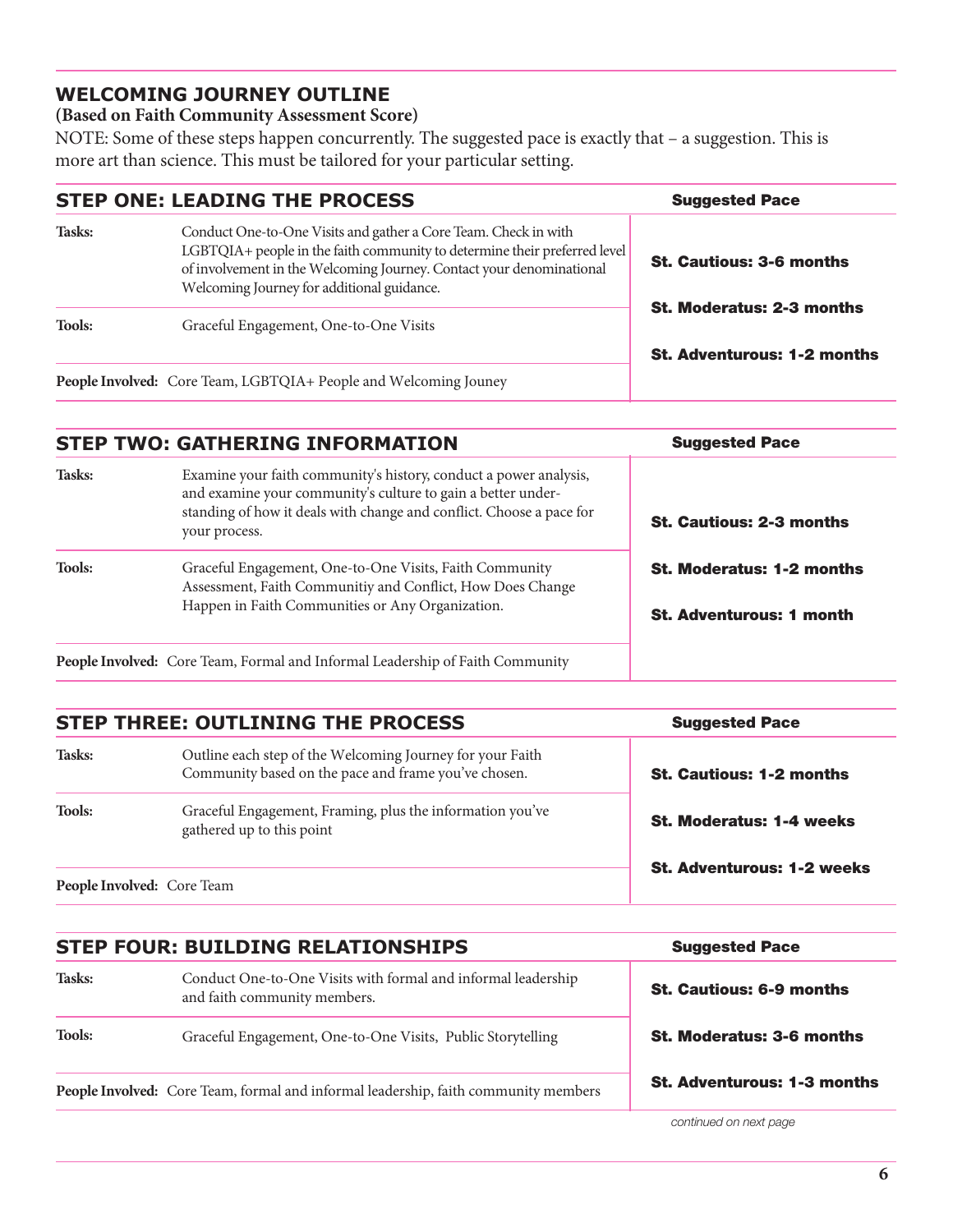## WELCOMING JOURNEY OUTLINE

**(Based on Faith Community Assessment Score)**

NOTE: Some of these steps happen concurrently. The suggested pace is exactly that – a suggestion. This is more art than science. This must be tailored for your particular setting.

| STEP ONE: LEADING THE PROCESS | | Suggested Pace |
|---|---|---|
| **Tasks:** | Conduct One-to-One Visits and gather a Core Team. Check in with LGBTQIA+ people in the faith community to determine their preferred level of involvement in the Welcoming Journey. Contact your denominational Welcoming Journey for additional guidance. | **St. Cautious: 3-6 months** |
| **Tools:** | Graceful Engagement, One-to-One Visits | **St. Moderatus: 2-3 months** |
| **People Involved:** | Core Team, LGBTQIA+ People and Welcoming Jouney | **St. Adventurous: 1-2 months** |

| STEP TWO: GATHERING INFORMATION | | Suggested Pace |
|---|---|---|
| **Tasks:** | Examine your faith community's history, conduct a power analysis, and examine your community's culture to gain a better understanding of how it deals with change and conflict. Choose a pace for your process. | **St. Cautious: 2-3 months** |
| **Tools:** | Graceful Engagement, One-to-One Visits, Faith Community Assessment, Faith Communitiy and Conflict, How Does Change Happen in Faith Communities or Any Organization. | **St. Moderatus: 1-2 months** |
| **People Involved:** | Core Team, Formal and Informal Leadership of Faith Community | **St. Adventurous: 1 month** |

| STEP THREE: OUTLINING THE PROCESS | | Suggested Pace |
|---|---|---|
| **Tasks:** | Outline each step of the Welcoming Journey for your Faith Community based on the pace and frame you've chosen. | **St. Cautious: 1-2 months** |
| **Tools:** | Graceful Engagement, Framing, plus the information you've gathered up to this point | **St. Moderatus: 1-4 weeks** |
| **People Involved:** | Core Team | **St. Adventurous: 1-2 weeks** |

| STEP FOUR: BUILDING RELATIONSHIPS | | Suggested Pace |
|---|---|---|
| **Tasks:** | Conduct One-to-One Visits with formal and informal leadership and faith community members. | **St. Cautious: 6-9 months** |
| **Tools:** | Graceful Engagement, One-to-One Visits, Public Storytelling | **St. Moderatus: 3-6 months** |
| **People Involved:** | Core Team, formal and informal leadership, faith community members | **St. Adventurous: 1-3 months** |

*continued on next page*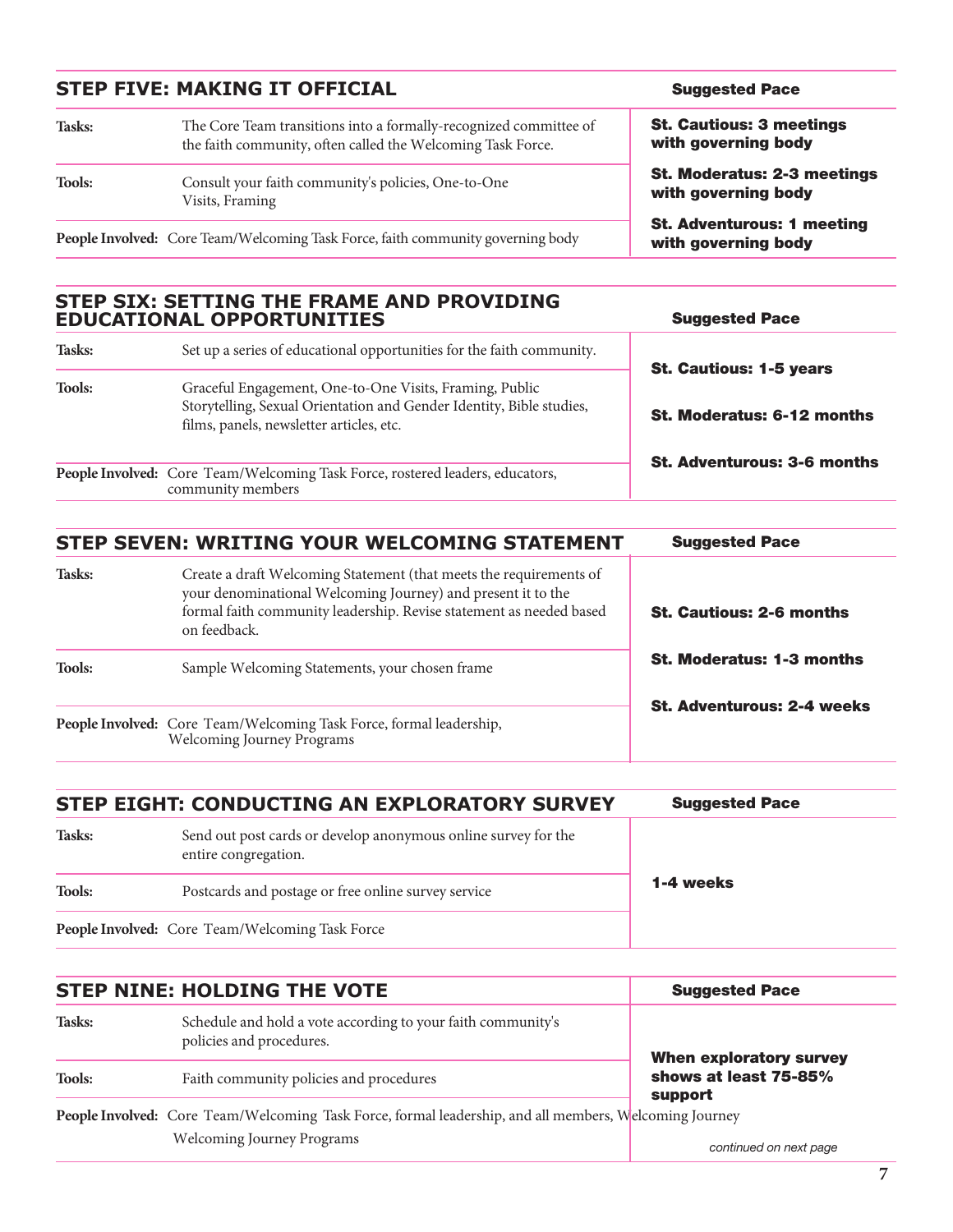## STEP FIVE: MAKING IT OFFICIAL

| | | Suggested Pace |
|---|---|---|
| **Tasks:** | The Core Team transitions into a formally-recognized committee of the faith community, often called the Welcoming Task Force. | **St. Cautious: 3 meetings with governing body** |
| **Tools:** | Consult your faith community's policies, One-to-One Visits, Framing | **St. Moderatus: 2-3 meetings with governing body** |
| **People Involved:** | Core Team/Welcoming Task Force, faith community governing body | **St. Adventurous: 1 meeting with governing body** |

## STEP SIX: SETTING THE FRAME AND PROVIDING EDUCATIONAL OPPORTUNITIES

| | | Suggested Pace |
|---|---|---|
| **Tasks:** | Set up a series of educational opportunities for the faith community. | **St. Cautious: 1-5 years** |
| **Tools:** | Graceful Engagement, One-to-One Visits, Framing, Public Storytelling, Sexual Orientation and Gender Identity, Bible studies, films, panels, newsletter articles, etc. | **St. Moderatus: 6-12 months** |
| **People Involved:** | Core Team/Welcoming Task Force, rostered leaders, educators, community members | **St. Adventurous: 3-6 months** |

## STEP SEVEN: WRITING YOUR WELCOMING STATEMENT

| | | Suggested Pace |
|---|---|---|
| **Tasks:** | Create a draft Welcoming Statement (that meets the requirements of your denominational Welcoming Journey) and present it to the formal faith community leadership. Revise statement as needed based on feedback. | **St. Cautious: 2-6 months** |
| **Tools:** | Sample Welcoming Statements, your chosen frame | **St. Moderatus: 1-3 months** |
| **People Involved:** | Core Team/Welcoming Task Force, formal leadership, Welcoming Journey Programs | **St. Adventurous: 2-4 weeks** |

## STEP EIGHT: CONDUCTING AN EXPLORATORY SURVEY

| | | Suggested Pace |
|---|---|---|
| **Tasks:** | Send out post cards or develop anonymous online survey for the entire congregation. | **1-4 weeks** |
| **Tools:** | Postcards and postage or free online survey service | |
| **People Involved:** | Core Team/Welcoming Task Force | |

## STEP NINE: HOLDING THE VOTE

| | | Suggested Pace |
|---|---|---|
| **Tasks:** | Schedule and hold a vote according to your faith community's policies and procedures. | **When exploratory survey shows at least 75-85% support** |
| **Tools:** | Faith community policies and procedures | |
| **People Involved:** | Core Team/Welcoming Task Force, formal leadership, and all members, Welcoming Journey Welcoming Journey Programs | |

*continued on next page*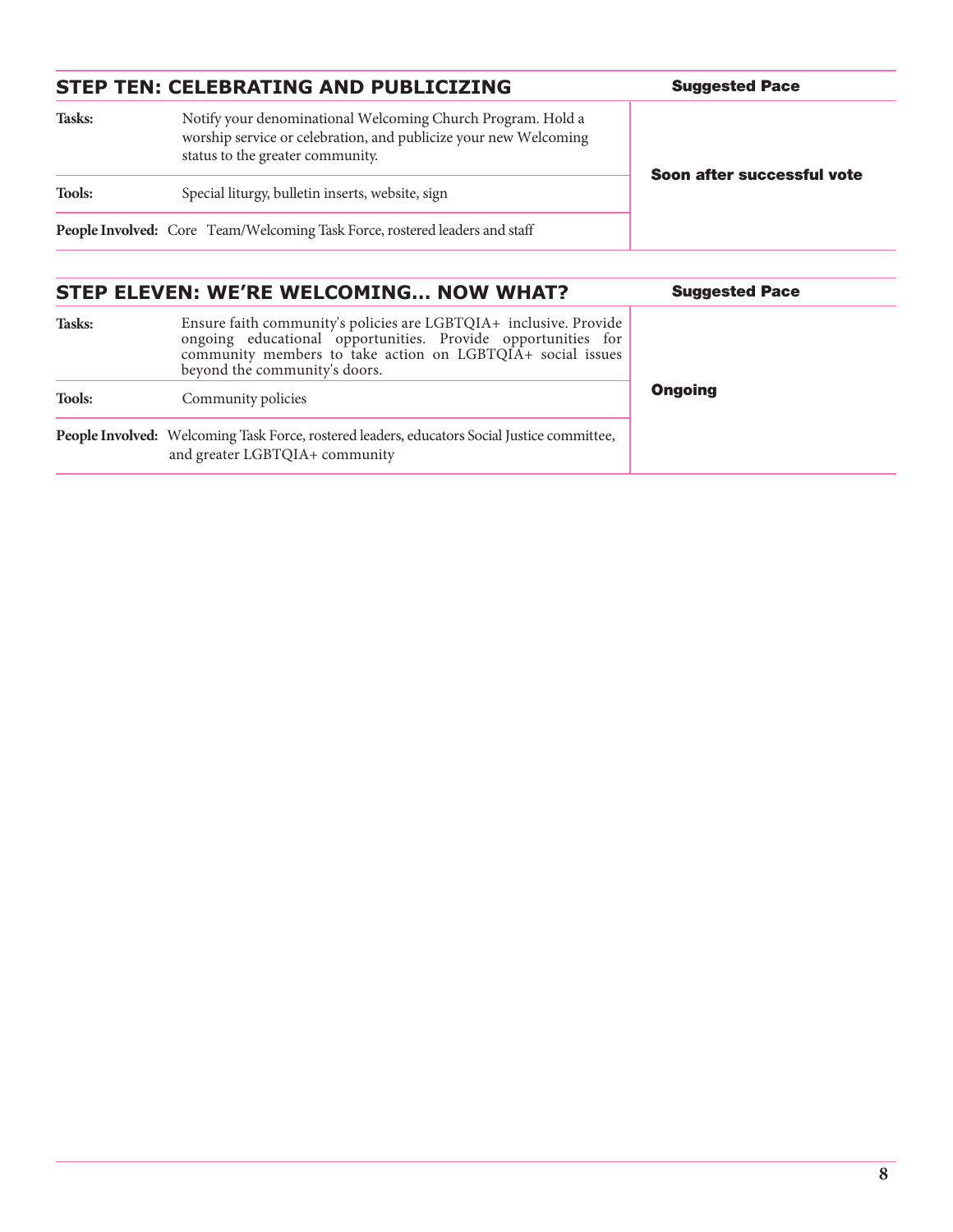## STEP TEN: CELEBRATING AND PUBLICIZING

| | | Suggested Pace |
|---|---|---|
| **Tasks:** | Notify your denominational Welcoming Church Program. Hold a worship service or celebration, and publicize your new Welcoming status to the greater community. | Soon after successful vote |
| **Tools:** | Special liturgy, bulletin inserts, website, sign | |
| **People Involved:** | Core Team/Welcoming Task Force, rostered leaders and staff | |

## STEP ELEVEN: WE'RE WELCOMING… NOW WHAT?

| | | Suggested Pace |
|---|---|---|
| **Tasks:** | Ensure faith community's policies are LGBTQIA+ inclusive. Provide ongoing educational opportunities. Provide opportunities for community members to take action on LGBTQIA+ social issues beyond the community's doors. | Ongoing |
| **Tools:** | Community policies | |
| **People Involved:** | Welcoming Task Force, rostered leaders, educators Social Justice committee, and greater LGBTQIA+ community | |